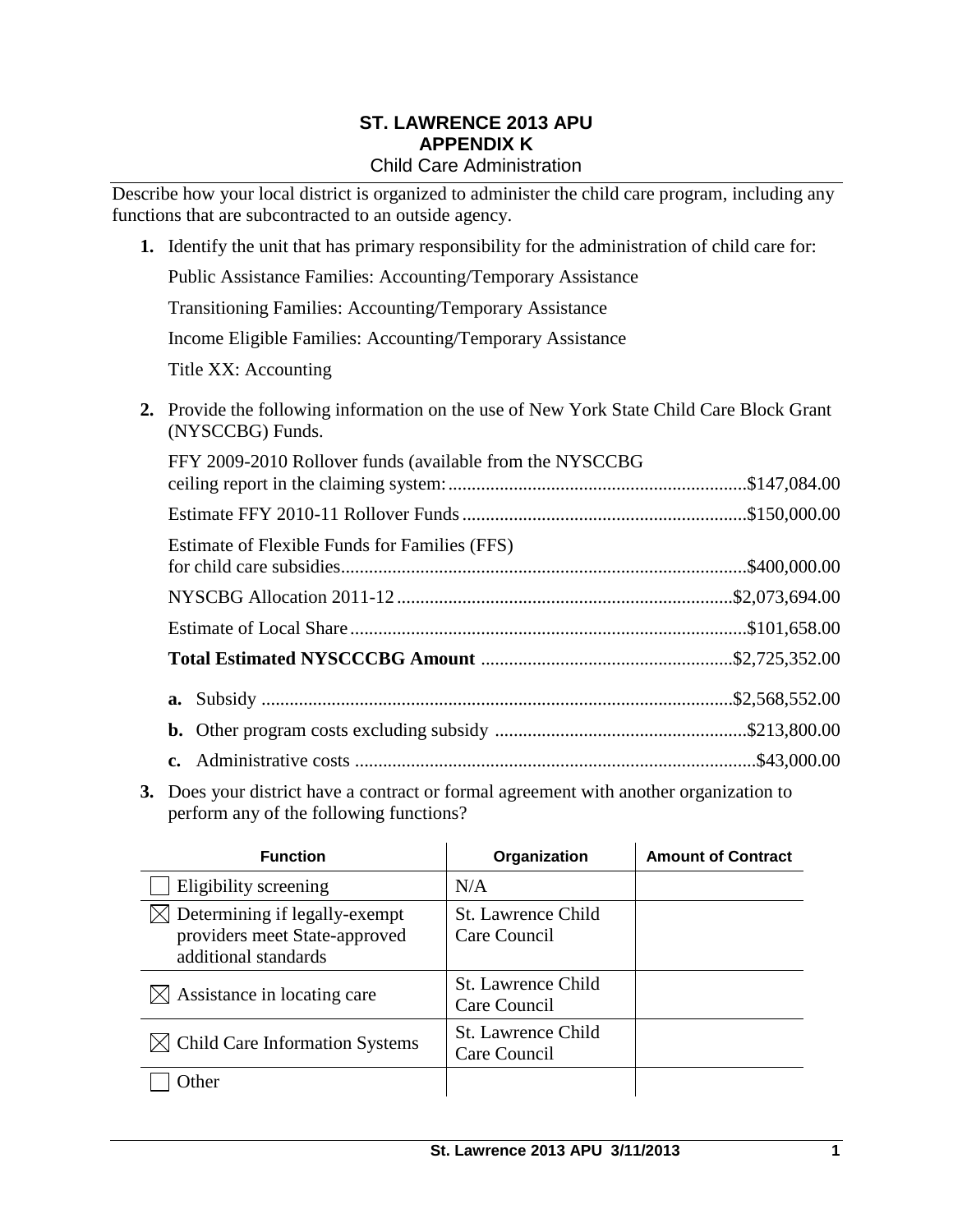# ST. LAWRENCE 2013 APU
## APPENDIX K
### Child Care Administration

Describe how your local district is organized to administer the child care program, including any functions that are subcontracted to an outside agency.

1. Identify the unit that has primary responsibility for the administration of child care for:

   Public Assistance Families: Accounting/Temporary Assistance

   Transitioning Families: Accounting/Temporary Assistance

   Income Eligible Families: Accounting/Temporary Assistance

   Title XX: Accounting

2. Provide the following information on the use of New York State Child Care Block Grant (NYSCCBG) Funds.

   FFY 2009-2010 Rollover funds (available from the NYSCCBG ceiling report in the claiming system: ....................$147,084.00

   Estimate FFY 2010-11 Rollover Funds ....................$150,000.00

   Estimate of Flexible Funds for Families (FFS) for child care subsidies....................$400,000.00

   NYSCBG Allocation 2011-12 ....................$2,073,694.00

   Estimate of Local Share ....................$101,658.00

   **Total Estimated NYSCCCBG Amount** ....................$2,725,352.00

   a. Subsidy ....................$2,568,552.00
   b. Other program costs excluding subsidy ....................$213,800.00
   c. Administrative costs ....................$43,000.00

3. Does your district have a contract or formal agreement with another organization to perform any of the following functions?

| Function | Organization | Amount of Contract |
|---|---|---|
| ☐ Eligibility screening | N/A | |
| ☒ Determining if legally-exempt providers meet State-approved additional standards | St. Lawrence Child Care Council | |
| ☒ Assistance in locating care | St. Lawrence Child Care Council | |
| ☒ Child Care Information Systems | St. Lawrence Child Care Council | |
| ☐ Other | | |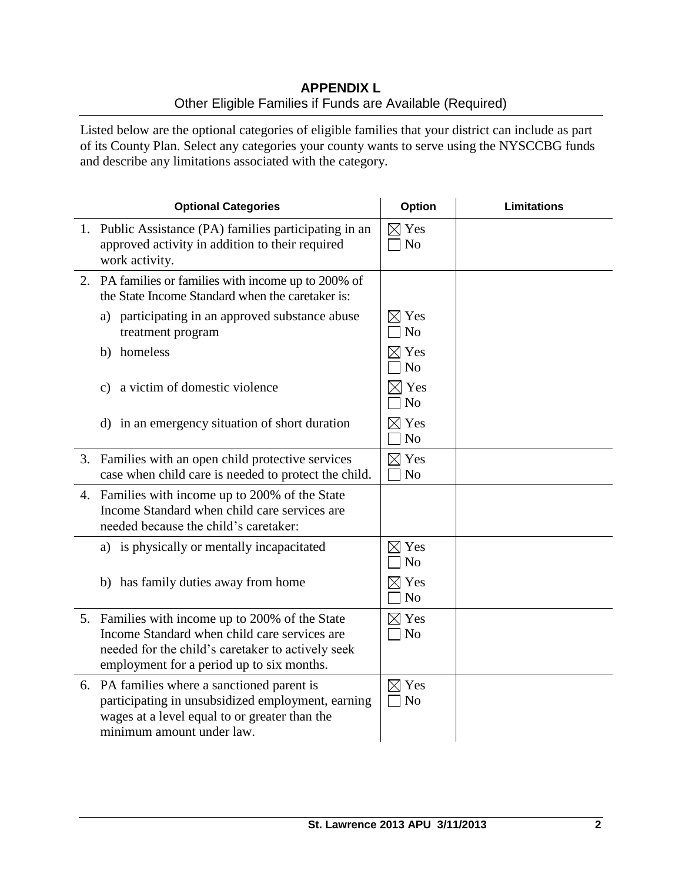# APPENDIX L

Other Eligible Families if Funds are Available (Required)

Listed below are the optional categories of eligible families that your district can include as part of its County Plan. Select any categories your county wants to serve using the NYSCCBG funds and describe any limitations associated with the category.

| Optional Categories | Option | Limitations |
|---|---|---|
| 1. Public Assistance (PA) families participating in an approved activity in addition to their required work activity. | ☒ Yes ☐ No | |
| 2. PA families or families with income up to 200% of the State Income Standard when the caretaker is: | | |
| a) participating in an approved substance abuse treatment program | ☒ Yes ☐ No | |
| b) homeless | ☒ Yes ☐ No | |
| c) a victim of domestic violence | ☒ Yes ☐ No | |
| d) in an emergency situation of short duration | ☒ Yes ☐ No | |
| 3. Families with an open child protective services case when child care is needed to protect the child. | ☒ Yes ☐ No | |
| 4. Families with income up to 200% of the State Income Standard when child care services are needed because the child's caretaker: | | |
| a) is physically or mentally incapacitated | ☒ Yes ☐ No | |
| b) has family duties away from home | ☒ Yes ☐ No | |
| 5. Families with income up to 200% of the State Income Standard when child care services are needed for the child's caretaker to actively seek employment for a period up to six months. | ☒ Yes ☐ No | |
| 6. PA families where a sanctioned parent is participating in unsubsidized employment, earning wages at a level equal to or greater than the minimum amount under law. | ☒ Yes ☐ No | |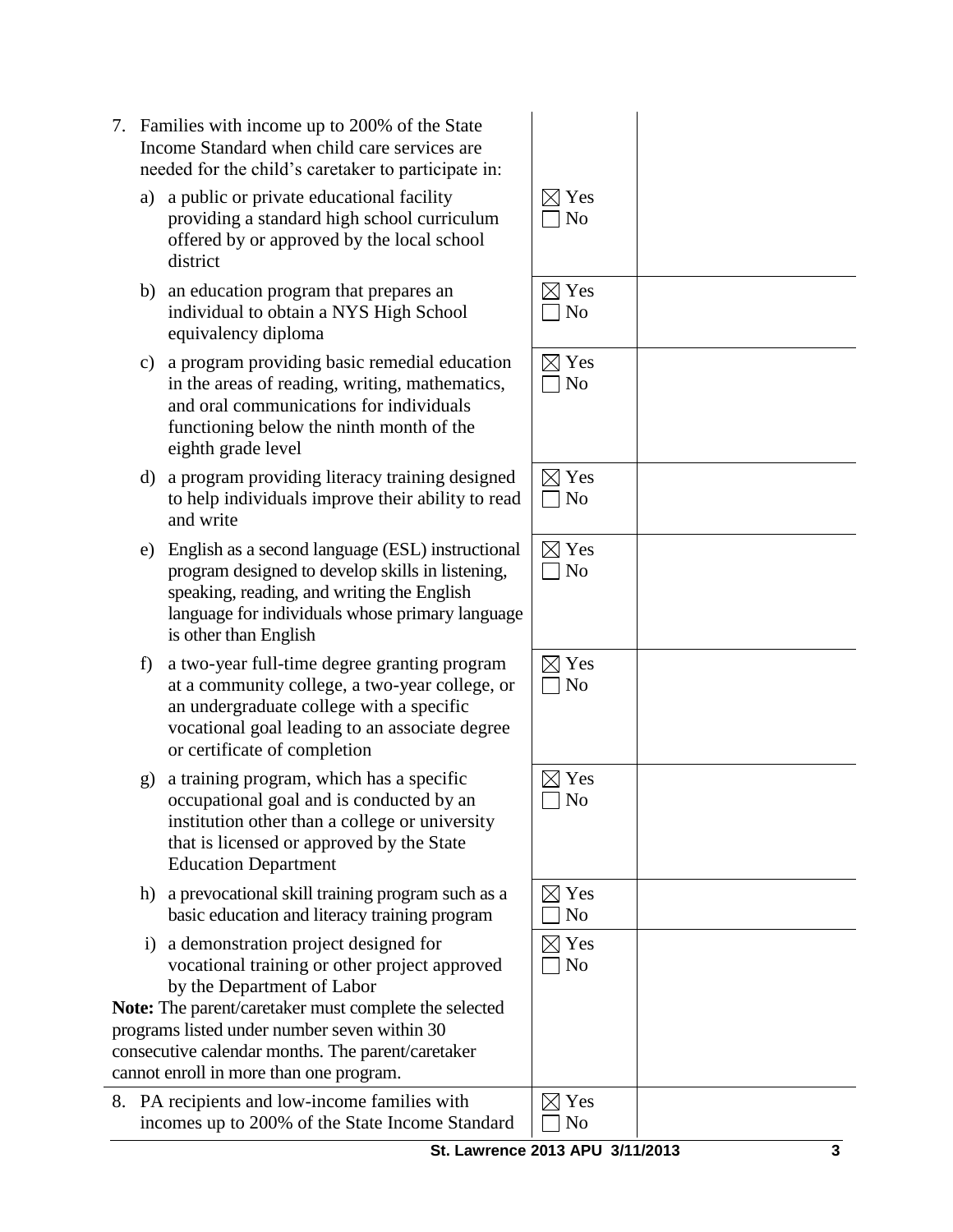| | | |
|---|---|---|
| 7. Families with income up to 200% of the State Income Standard when child care services are needed for the child's caretaker to participate in: | | |
| a) a public or private educational facility providing a standard high school curriculum offered by or approved by the local school district | ☒ Yes ☐ No | |
| b) an education program that prepares an individual to obtain a NYS High School equivalency diploma | ☒ Yes ☐ No | |
| c) a program providing basic remedial education in the areas of reading, writing, mathematics, and oral communications for individuals functioning below the ninth month of the eighth grade level | ☒ Yes ☐ No | |
| d) a program providing literacy training designed to help individuals improve their ability to read and write | ☒ Yes ☐ No | |
| e) English as a second language (ESL) instructional program designed to develop skills in listening, speaking, reading, and writing the English language for individuals whose primary language is other than English | ☒ Yes ☐ No | |
| f) a two-year full-time degree granting program at a community college, a two-year college, or an undergraduate college with a specific vocational goal leading to an associate degree or certificate of completion | ☒ Yes ☐ No | |
| g) a training program, which has a specific occupational goal and is conducted by an institution other than a college or university that is licensed or approved by the State Education Department | ☒ Yes ☐ No | |
| h) a prevocational skill training program such as a basic education and literacy training program | ☒ Yes ☐ No | |
| i) a demonstration project designed for vocational training or other project approved by the Department of Labor<br>**Note:** The parent/caretaker must complete the selected programs listed under number seven within 30 consecutive calendar months. The parent/caretaker cannot enroll in more than one program. | ☒ Yes ☐ No | |
| 8. PA recipients and low-income families with incomes up to 200% of the State Income Standard | ☒ Yes ☐ No | |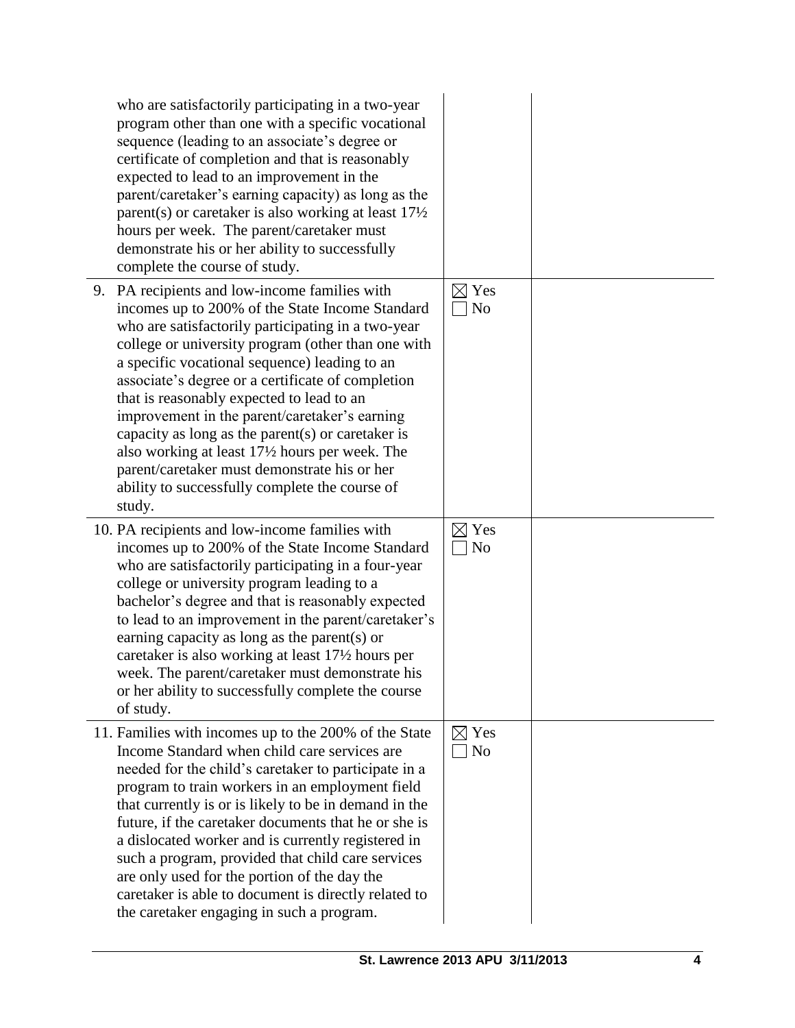| | | |
|---|---|---|
| who are satisfactorily participating in a two-year program other than one with a specific vocational sequence (leading to an associate's degree or certificate of completion and that is reasonably expected to lead to an improvement in the parent/caretaker's earning capacity) as long as the parent(s) or caretaker is also working at least 17½ hours per week. The parent/caretaker must demonstrate his or her ability to successfully complete the course of study. | | |
| 9. PA recipients and low-income families with incomes up to 200% of the State Income Standard who are satisfactorily participating in a two-year college or university program (other than one with a specific vocational sequence) leading to an associate's degree or a certificate of completion that is reasonably expected to lead to an improvement in the parent/caretaker's earning capacity as long as the parent(s) or caretaker is also working at least 17½ hours per week. The parent/caretaker must demonstrate his or her ability to successfully complete the course of study. | ☒ Yes<br>☐ No | |
| 10. PA recipients and low-income families with incomes up to 200% of the State Income Standard who are satisfactorily participating in a four-year college or university program leading to a bachelor's degree and that is reasonably expected to lead to an improvement in the parent/caretaker's earning capacity as long as the parent(s) or caretaker is also working at least 17½ hours per week. The parent/caretaker must demonstrate his or her ability to successfully complete the course of study. | ☒ Yes<br>☐ No | |
| 11. Families with incomes up to the 200% of the State Income Standard when child care services are needed for the child's caretaker to participate in a program to train workers in an employment field that currently is or is likely to be in demand in the future, if the caretaker documents that he or she is a dislocated worker and is currently registered in such a program, provided that child care services are only used for the portion of the day the caretaker is able to document is directly related to the caretaker engaging in such a program. | ☒ Yes<br>☐ No | |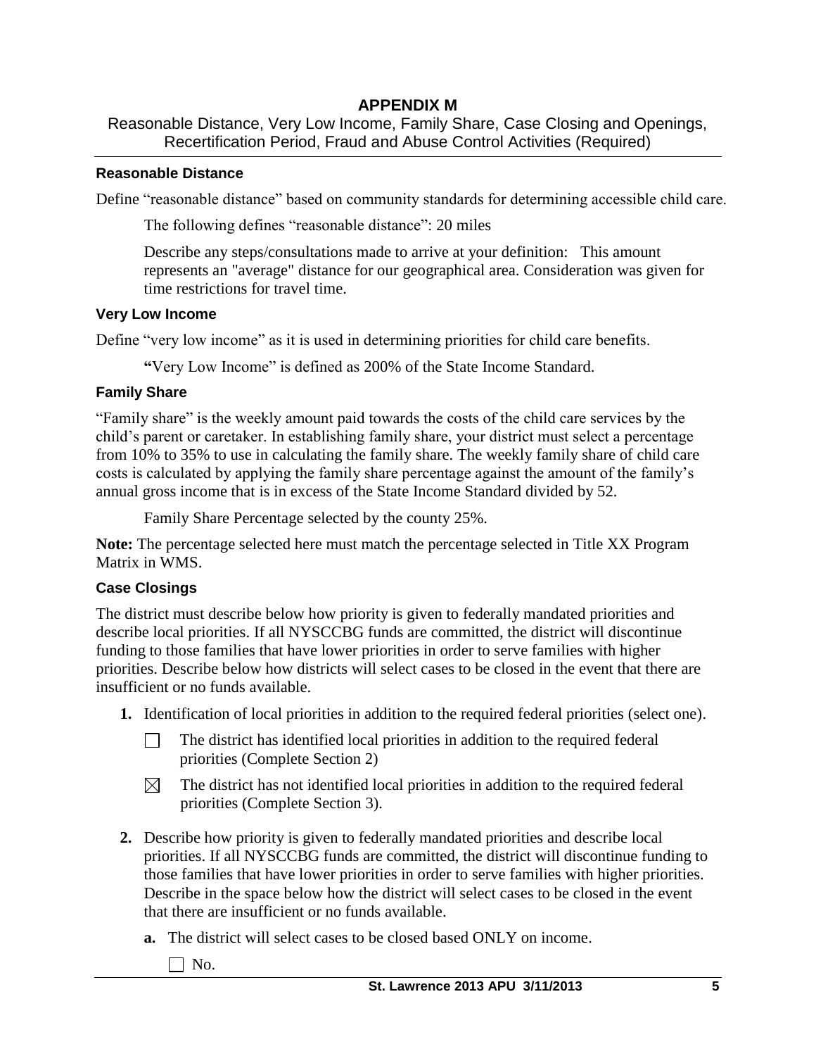# APPENDIX M

Reasonable Distance, Very Low Income, Family Share, Case Closing and Openings, Recertification Period, Fraud and Abuse Control Activities (Required)

### Reasonable Distance

Define "reasonable distance" based on community standards for determining accessible child care.

The following defines "reasonable distance": 20 miles

Describe any steps/consultations made to arrive at your definition: This amount represents an "average" distance for our geographical area. Consideration was given for time restrictions for travel time.

### Very Low Income

Define "very low income" as it is used in determining priorities for child care benefits.

**"**Very Low Income" is defined as 200% of the State Income Standard.

### Family Share

"Family share" is the weekly amount paid towards the costs of the child care services by the child's parent or caretaker. In establishing family share, your district must select a percentage from 10% to 35% to use in calculating the family share. The weekly family share of child care costs is calculated by applying the family share percentage against the amount of the family's annual gross income that is in excess of the State Income Standard divided by 52.

Family Share Percentage selected by the county 25%.

**Note:** The percentage selected here must match the percentage selected in Title XX Program Matrix in WMS.

### Case Closings

The district must describe below how priority is given to federally mandated priorities and describe local priorities. If all NYSCCBG funds are committed, the district will discontinue funding to those families that have lower priorities in order to serve families with higher priorities. Describe below how districts will select cases to be closed in the event that there are insufficient or no funds available.

**1.** Identification of local priorities in addition to the required federal priorities (select one).

☐ The district has identified local priorities in addition to the required federal priorities (Complete Section 2)

☒ The district has not identified local priorities in addition to the required federal priorities (Complete Section 3).

**2.** Describe how priority is given to federally mandated priorities and describe local priorities. If all NYSCCBG funds are committed, the district will discontinue funding to those families that have lower priorities in order to serve families with higher priorities. Describe in the space below how the district will select cases to be closed in the event that there are insufficient or no funds available.

**a.** The district will select cases to be closed based ONLY on income.

☐ No.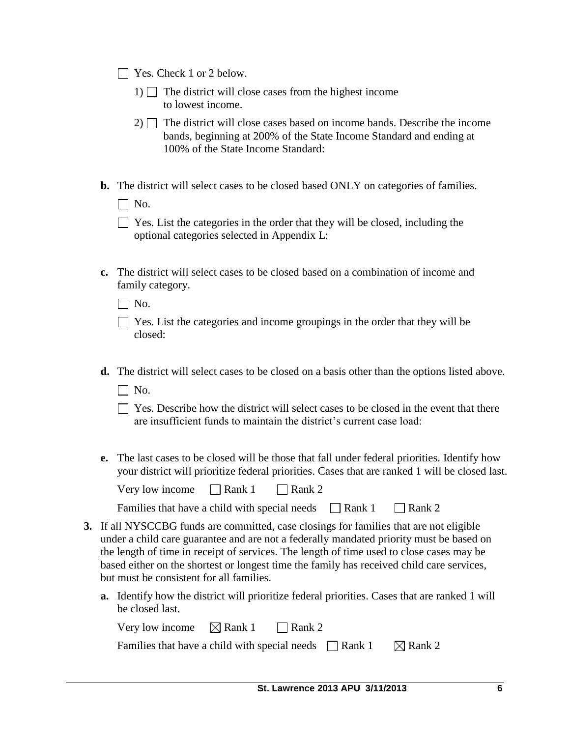☐ Yes. Check 1 or 2 below.

1) ☐ The district will close cases from the highest income to lowest income.

2) ☐ The district will close cases based on income bands. Describe the income bands, beginning at 200% of the State Income Standard and ending at 100% of the State Income Standard:

**b.** The district will select cases to be closed based ONLY on categories of families.

☐ No.

☐ Yes. List the categories in the order that they will be closed, including the optional categories selected in Appendix L:

**c.** The district will select cases to be closed based on a combination of income and family category.

☐ No.

☐ Yes. List the categories and income groupings in the order that they will be closed:

**d.** The district will select cases to be closed on a basis other than the options listed above.

☐ No.

☐ Yes. Describe how the district will select cases to be closed in the event that there are insufficient funds to maintain the district's current case load:

**e.** The last cases to be closed will be those that fall under federal priorities. Identify how your district will prioritize federal priorities. Cases that are ranked 1 will be closed last.

Very low income ☐ Rank 1 ☐ Rank 2

Families that have a child with special needs ☐ Rank 1 ☐ Rank 2

**3.** If all NYSCCBG funds are committed, case closings for families that are not eligible under a child care guarantee and are not a federally mandated priority must be based on the length of time in receipt of services. The length of time used to close cases may be based either on the shortest or longest time the family has received child care services, but must be consistent for all families.

**a.** Identify how the district will prioritize federal priorities. Cases that are ranked 1 will be closed last.

Very low income ☒ Rank 1 ☐ Rank 2

Families that have a child with special needs ☐ Rank 1 ☒ Rank 2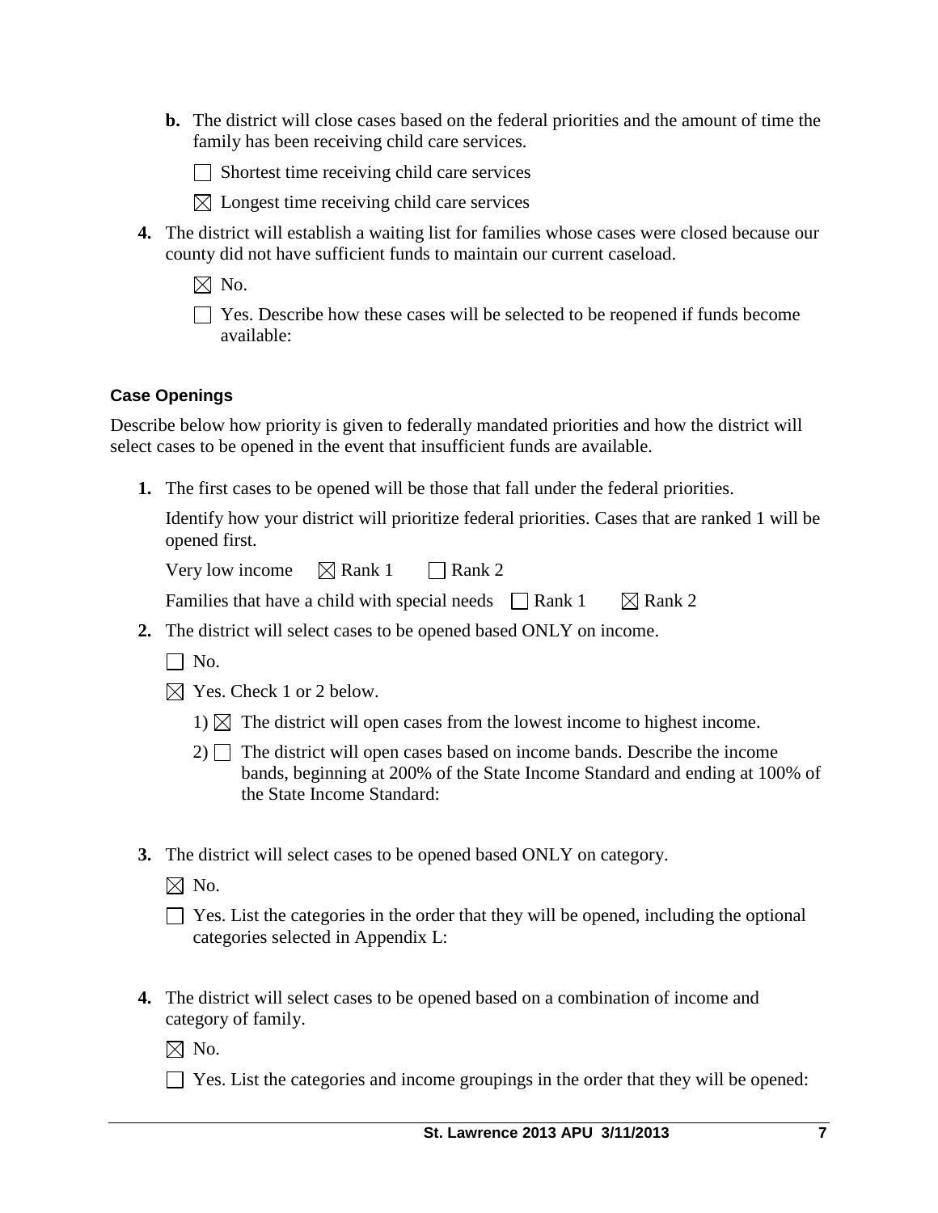**b.** The district will close cases based on the federal priorities and the amount of time the family has been receiving child care services.

☐ Shortest time receiving child care services

☒ Longest time receiving child care services

**4.** The district will establish a waiting list for families whose cases were closed because our county did not have sufficient funds to maintain our current caseload.

☒ No.

☐ Yes. Describe how these cases will be selected to be reopened if funds become available:

### Case Openings

Describe below how priority is given to federally mandated priorities and how the district will select cases to be opened in the event that insufficient funds are available.

**1.** The first cases to be opened will be those that fall under the federal priorities.

Identify how your district will prioritize federal priorities. Cases that are ranked 1 will be opened first.

Very low income ☒ Rank 1 ☐ Rank 2

Families that have a child with special needs ☐ Rank 1 ☒ Rank 2

**2.** The district will select cases to be opened based ONLY on income.

☐ No.

☒ Yes. Check 1 or 2 below.

1) ☒ The district will open cases from the lowest income to highest income.

2) ☐ The district will open cases based on income bands. Describe the income bands, beginning at 200% of the State Income Standard and ending at 100% of the State Income Standard:

**3.** The district will select cases to be opened based ONLY on category.

☒ No.

☐ Yes. List the categories in the order that they will be opened, including the optional categories selected in Appendix L:

**4.** The district will select cases to be opened based on a combination of income and category of family.

☒ No.

☐ Yes. List the categories and income groupings in the order that they will be opened: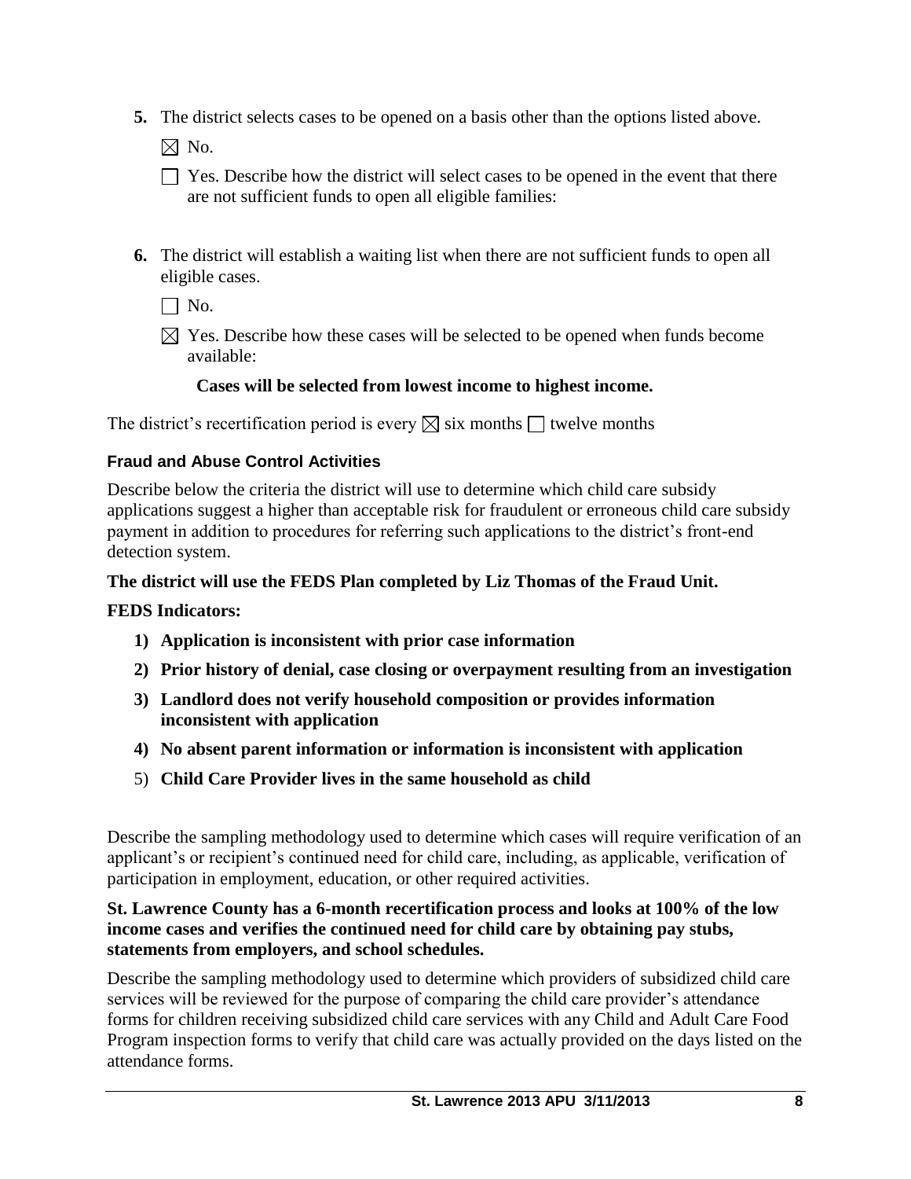**5.** The district selects cases to be opened on a basis other than the options listed above.

☒ No.

☐ Yes. Describe how the district will select cases to be opened in the event that there are not sufficient funds to open all eligible families:

**6.** The district will establish a waiting list when there are not sufficient funds to open all eligible cases.

☐ No.

☒ Yes. Describe how these cases will be selected to be opened when funds become available:

**Cases will be selected from lowest income to highest income.**

The district's recertification period is every ☒ six months ☐ twelve months

### Fraud and Abuse Control Activities

Describe below the criteria the district will use to determine which child care subsidy applications suggest a higher than acceptable risk for fraudulent or erroneous child care subsidy payment in addition to procedures for referring such applications to the district's front-end detection system.

**The district will use the FEDS Plan completed by Liz Thomas of the Fraud Unit.**

**FEDS Indicators:**

1) **Application is inconsistent with prior case information**
2) **Prior history of denial, case closing or overpayment resulting from an investigation**
3) **Landlord does not verify household composition or provides information inconsistent with application**
4) **No absent parent information or information is inconsistent with application**
5) **Child Care Provider lives in the same household as child**

Describe the sampling methodology used to determine which cases will require verification of an applicant's or recipient's continued need for child care, including, as applicable, verification of participation in employment, education, or other required activities.

**St. Lawrence County has a 6-month recertification process and looks at 100% of the low income cases and verifies the continued need for child care by obtaining pay stubs, statements from employers, and school schedules.**

Describe the sampling methodology used to determine which providers of subsidized child care services will be reviewed for the purpose of comparing the child care provider's attendance forms for children receiving subsidized child care services with any Child and Adult Care Food Program inspection forms to verify that child care was actually provided on the days listed on the attendance forms.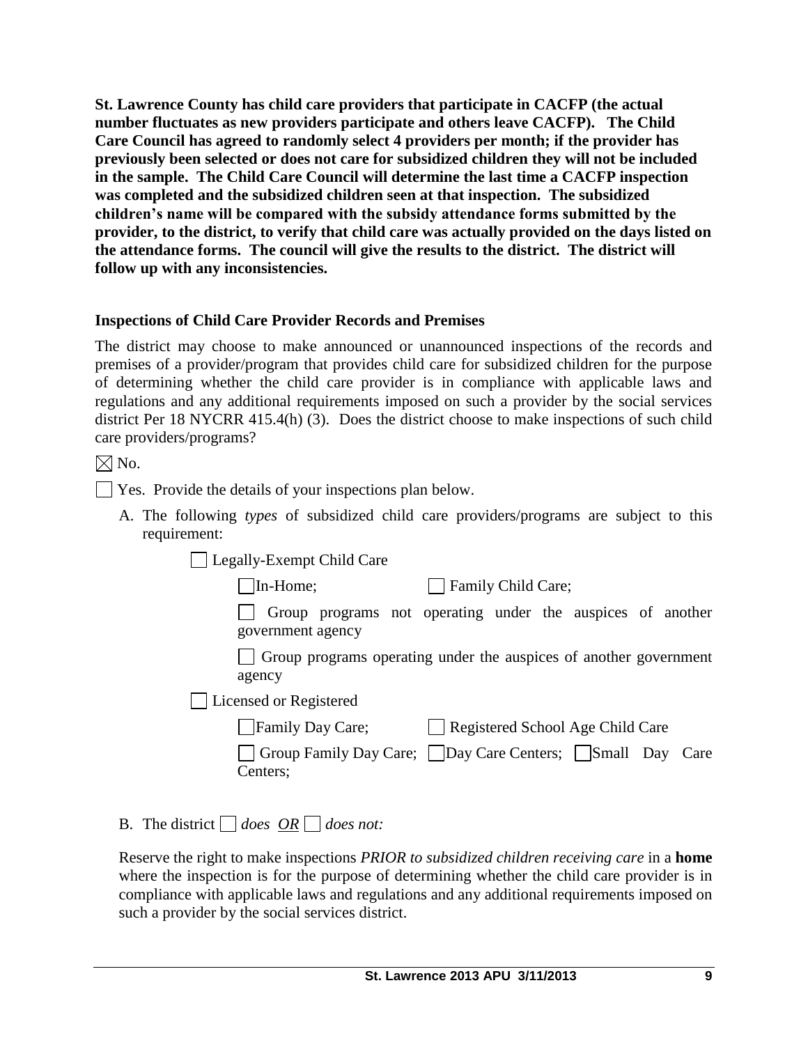**St. Lawrence County has child care providers that participate in CACFP (the actual number fluctuates as new providers participate and others leave CACFP). The Child Care Council has agreed to randomly select 4 providers per month; if the provider has previously been selected or does not care for subsidized children they will not be included in the sample. The Child Care Council will determine the last time a CACFP inspection was completed and the subsidized children seen at that inspection. The subsidized children's name will be compared with the subsidy attendance forms submitted by the provider, to the district, to verify that child care was actually provided on the days listed on the attendance forms. The council will give the results to the district. The district will follow up with any inconsistencies.**

### Inspections of Child Care Provider Records and Premises

The district may choose to make announced or unannounced inspections of the records and premises of a provider/program that provides child care for subsidized children for the purpose of determining whether the child care provider is in compliance with applicable laws and regulations and any additional requirements imposed on such a provider by the social services district Per 18 NYCRR 415.4(h) (3). Does the district choose to make inspections of such child care providers/programs?

☒ No.

☐ Yes. Provide the details of your inspections plan below.

A. The following *types* of subsidized child care providers/programs are subject to this requirement:

☐ Legally-Exempt Child Care

☐ In-Home; ☐ Family Child Care;

☐ Group programs not operating under the auspices of another government agency

☐ Group programs operating under the auspices of another government agency

☐ Licensed or Registered

☐ Family Day Care; ☐ Registered School Age Child Care

☐ Group Family Day Care; ☐ Day Care Centers; ☐ Small Day Care Centers;

B. The district ☐ *does* *OR* ☐ *does not:*

Reserve the right to make inspections *PRIOR to subsidized children receiving care* in a **home** where the inspection is for the purpose of determining whether the child care provider is in compliance with applicable laws and regulations and any additional requirements imposed on such a provider by the social services district.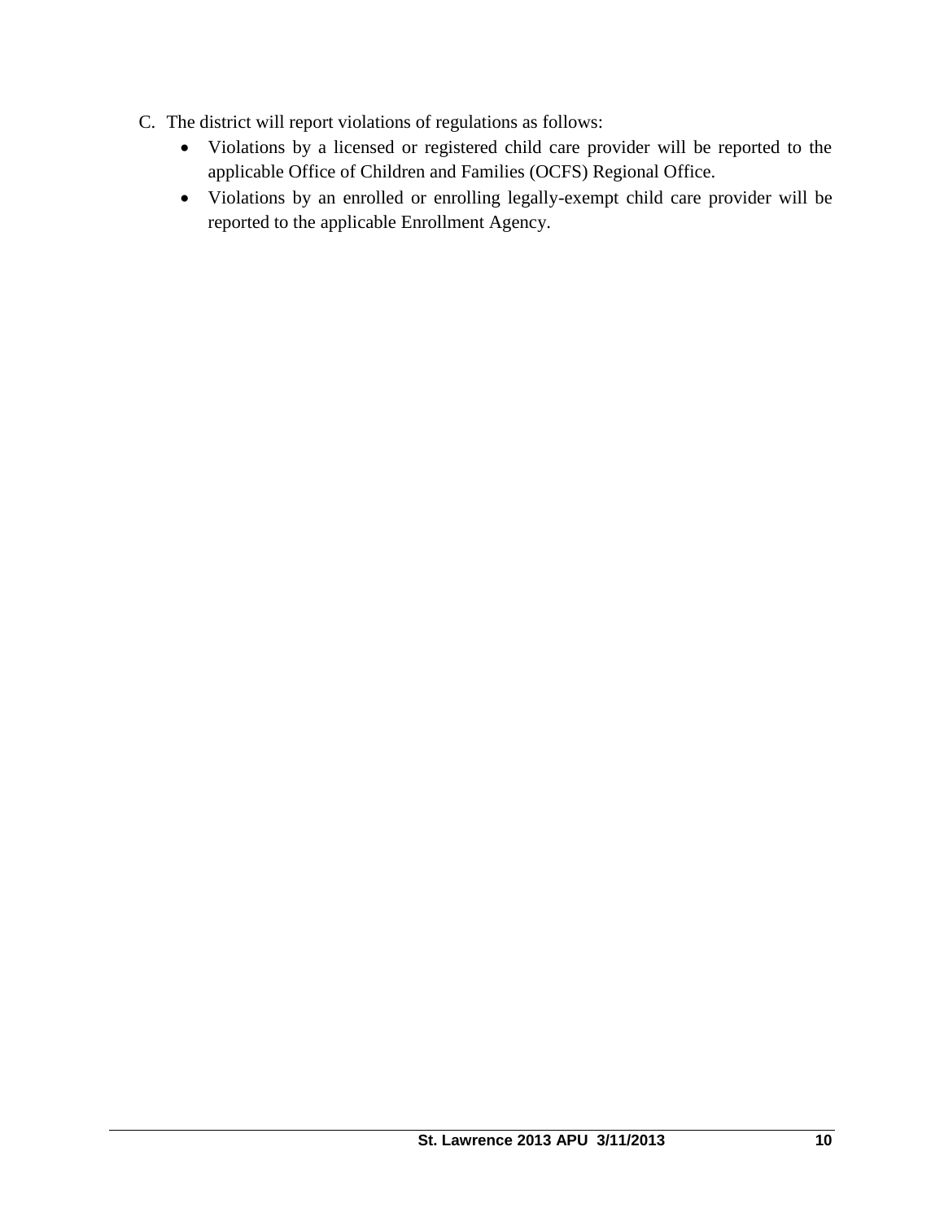C. The district will report violations of regulations as follows:
   - Violations by a licensed or registered child care provider will be reported to the applicable Office of Children and Families (OCFS) Regional Office.
   - Violations by an enrolled or enrolling legally-exempt child care provider will be reported to the applicable Enrollment Agency.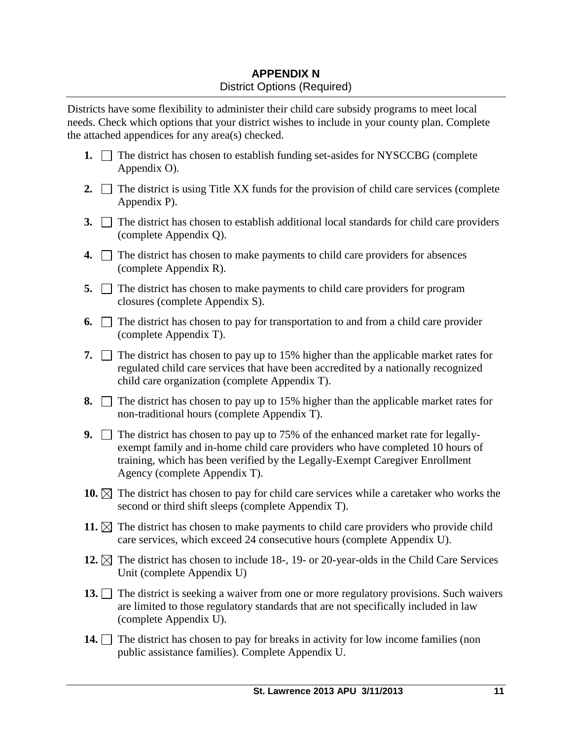# APPENDIX N

District Options (Required)

Districts have some flexibility to administer their child care subsidy programs to meet local needs. Check which options that your district wishes to include in your county plan. Complete the attached appendices for any area(s) checked.

1. ☐ The district has chosen to establish funding set-asides for NYSCCBG (complete Appendix O).
2. ☐ The district is using Title XX funds for the provision of child care services (complete Appendix P).
3. ☐ The district has chosen to establish additional local standards for child care providers (complete Appendix Q).
4. ☐ The district has chosen to make payments to child care providers for absences (complete Appendix R).
5. ☐ The district has chosen to make payments to child care providers for program closures (complete Appendix S).
6. ☐ The district has chosen to pay for transportation to and from a child care provider (complete Appendix T).
7. ☐ The district has chosen to pay up to 15% higher than the applicable market rates for regulated child care services that have been accredited by a nationally recognized child care organization (complete Appendix T).
8. ☐ The district has chosen to pay up to 15% higher than the applicable market rates for non-traditional hours (complete Appendix T).
9. ☐ The district has chosen to pay up to 75% of the enhanced market rate for legally-exempt family and in-home child care providers who have completed 10 hours of training, which has been verified by the Legally-Exempt Caregiver Enrollment Agency (complete Appendix T).
10. ☒ The district has chosen to pay for child care services while a caretaker who works the second or third shift sleeps (complete Appendix T).
11. ☒ The district has chosen to make payments to child care providers who provide child care services, which exceed 24 consecutive hours (complete Appendix U).
12. ☒ The district has chosen to include 18-, 19- or 20-year-olds in the Child Care Services Unit (complete Appendix U)
13. ☐ The district is seeking a waiver from one or more regulatory provisions. Such waivers are limited to those regulatory standards that are not specifically included in law (complete Appendix U).
14. ☐ The district has chosen to pay for breaks in activity for low income families (non public assistance families). Complete Appendix U.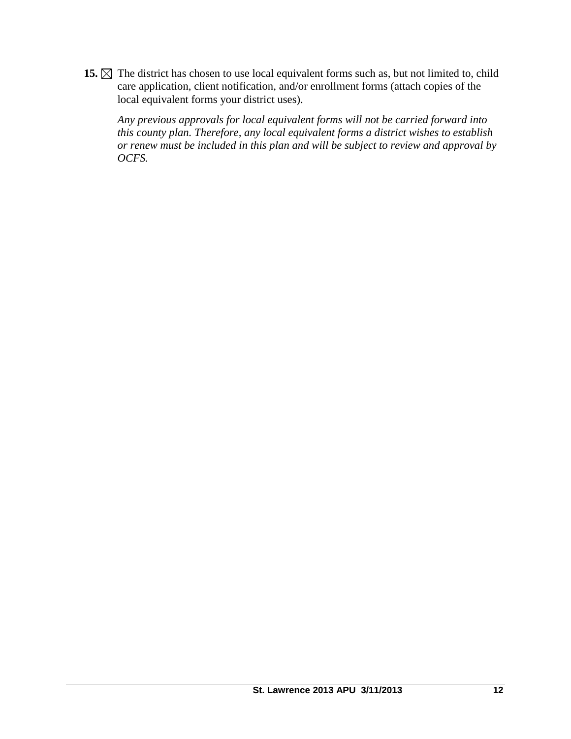**15.** ☒ The district has chosen to use local equivalent forms such as, but not limited to, child care application, client notification, and/or enrollment forms (attach copies of the local equivalent forms your district uses).

*Any previous approvals for local equivalent forms will not be carried forward into this county plan. Therefore, any local equivalent forms a district wishes to establish or renew must be included in this plan and will be subject to review and approval by OCFS.*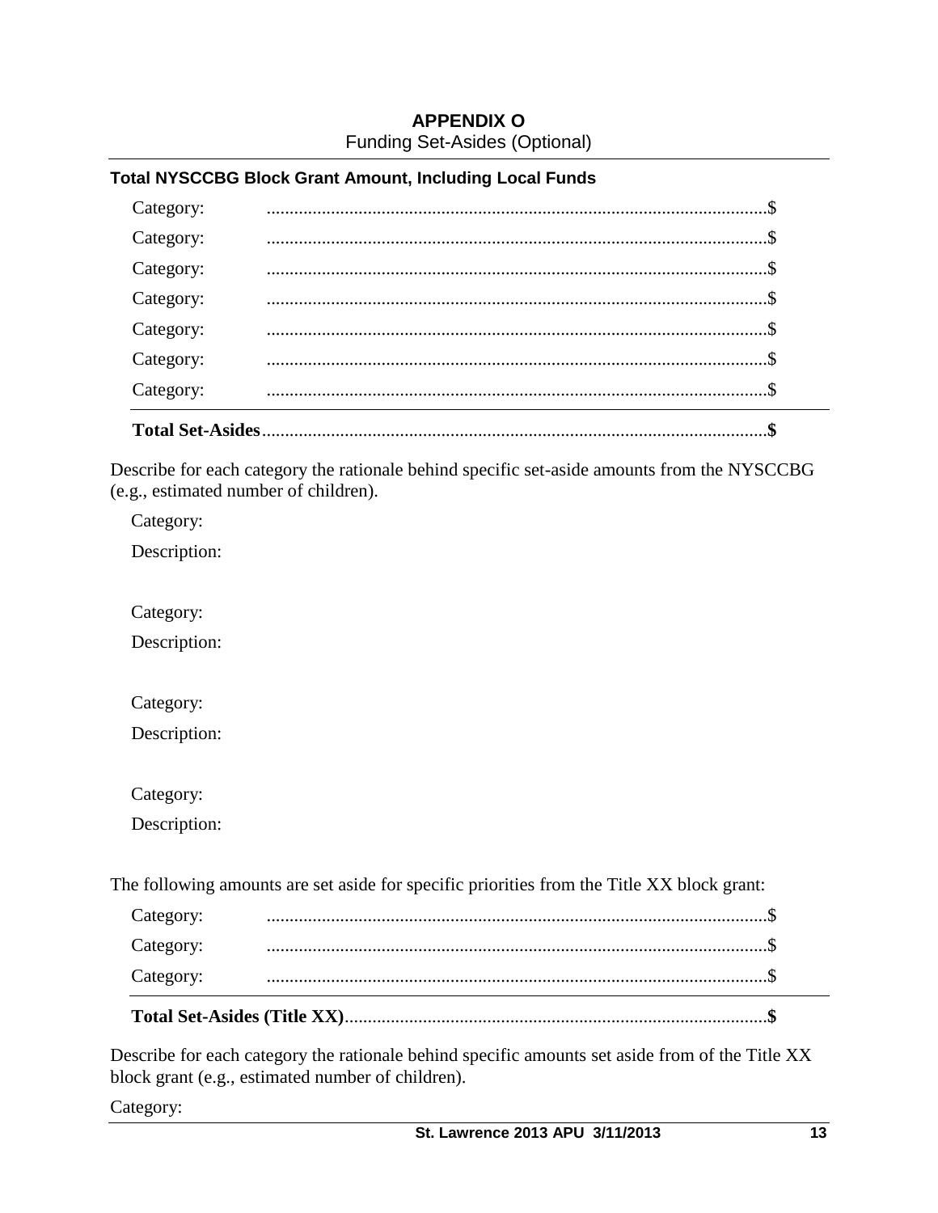# APPENDIX O

Funding Set-Asides (Optional)

### Total NYSCCBG Block Grant Amount, Including Local Funds

Category: ............................................................................................................$

Category: ............................................................................................................$

Category: ............................................................................................................$

Category: ............................................................................................................$

Category: ............................................................................................................$

Category: ............................................................................................................$

Category: ............................................................................................................$

**Total Set-Asides.............................................................................................................$**

Describe for each category the rationale behind specific set-aside amounts from the NYSCCBG (e.g., estimated number of children).

Category:

Description:

Category:

Description:

Category:

Description:

Category:

Description:

The following amounts are set aside for specific priorities from the Title XX block grant:

Category: ............................................................................................................$

Category: ............................................................................................................$

Category: ............................................................................................................$

**Total Set-Asides (Title XX)...........................................................................................$**

Describe for each category the rationale behind specific amounts set aside from of the Title XX block grant (e.g., estimated number of children).

Category: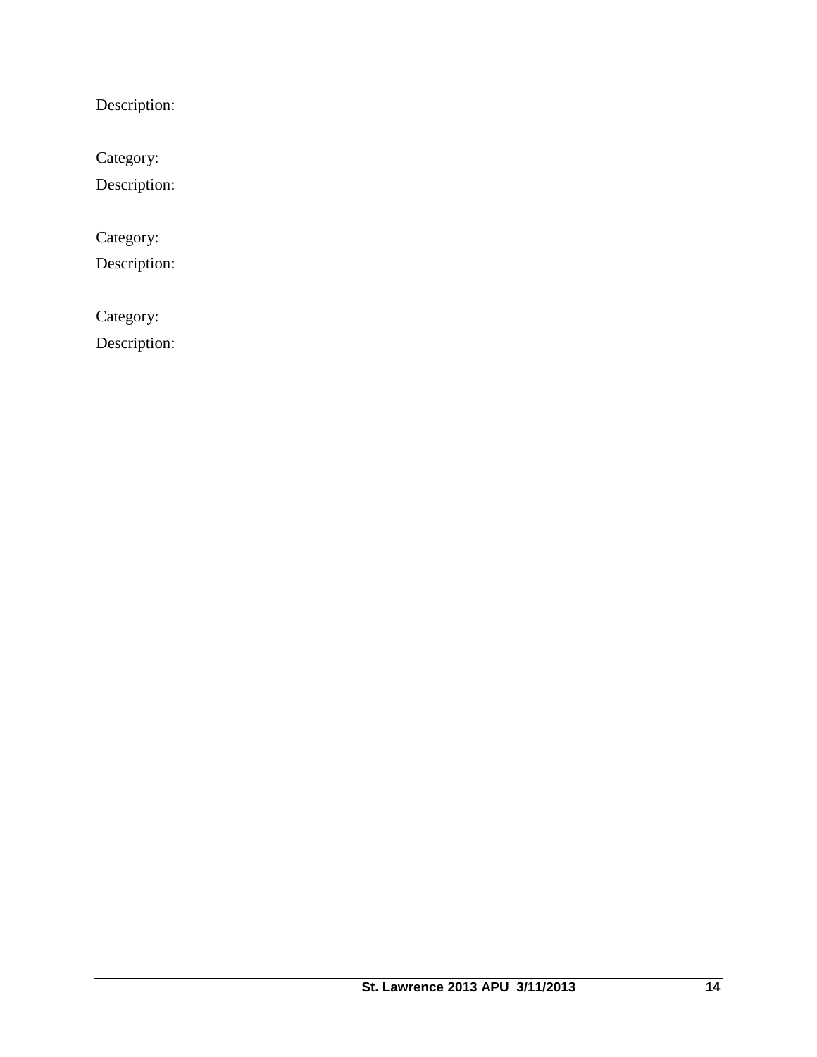Description:

Category:

Description:

Category:

Description:

Category:

Description: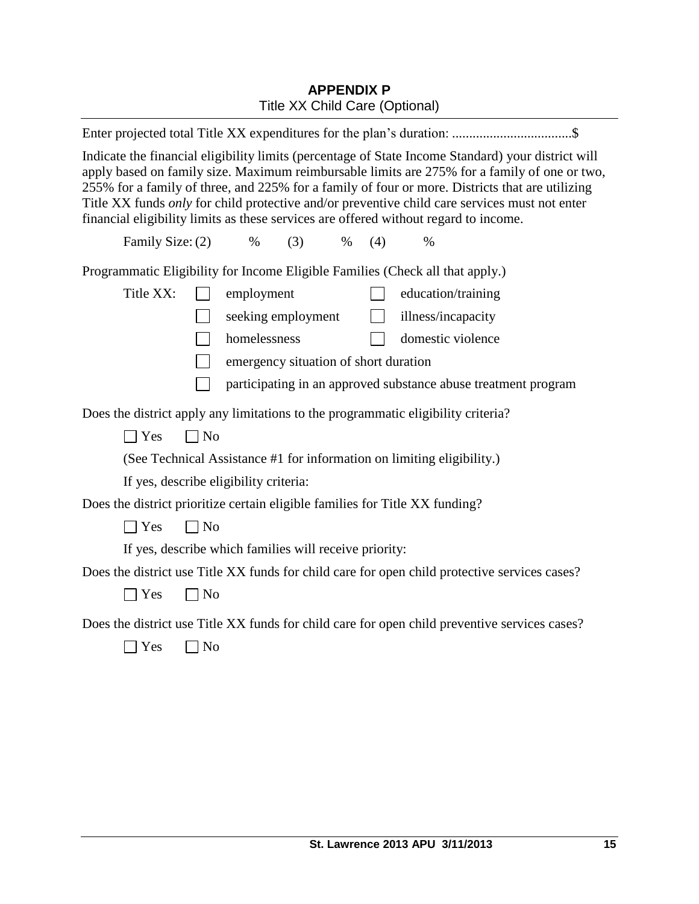# APPENDIX P

Title XX Child Care (Optional)

Enter projected total Title XX expenditures for the plan's duration: ..................................$

Indicate the financial eligibility limits (percentage of State Income Standard) your district will apply based on family size. Maximum reimbursable limits are 275% for a family of one or two, 255% for a family of three, and 225% for a family of four or more. Districts that are utilizing Title XX funds *only* for child protective and/or preventive child care services must not enter financial eligibility limits as these services are offered without regard to income.

Family Size: (2)    %    (3)    %    (4)    %

Programmatic Eligibility for Income Eligible Families (Check all that apply.)

Title XX:

- ☐ employment
- ☐ education/training
- ☐ seeking employment
- ☐ illness/incapacity
- ☐ homelessness
- ☐ domestic violence
- ☐ emergency situation of short duration
- ☐ participating in an approved substance abuse treatment program

Does the district apply any limitations to the programmatic eligibility criteria?

☐ Yes  ☐ No

(See Technical Assistance #1 for information on limiting eligibility.)

If yes, describe eligibility criteria:

Does the district prioritize certain eligible families for Title XX funding?

☐ Yes  ☐ No

If yes, describe which families will receive priority:

Does the district use Title XX funds for child care for open child protective services cases?

☐ Yes  ☐ No

Does the district use Title XX funds for child care for open child preventive services cases?

☐ Yes  ☐ No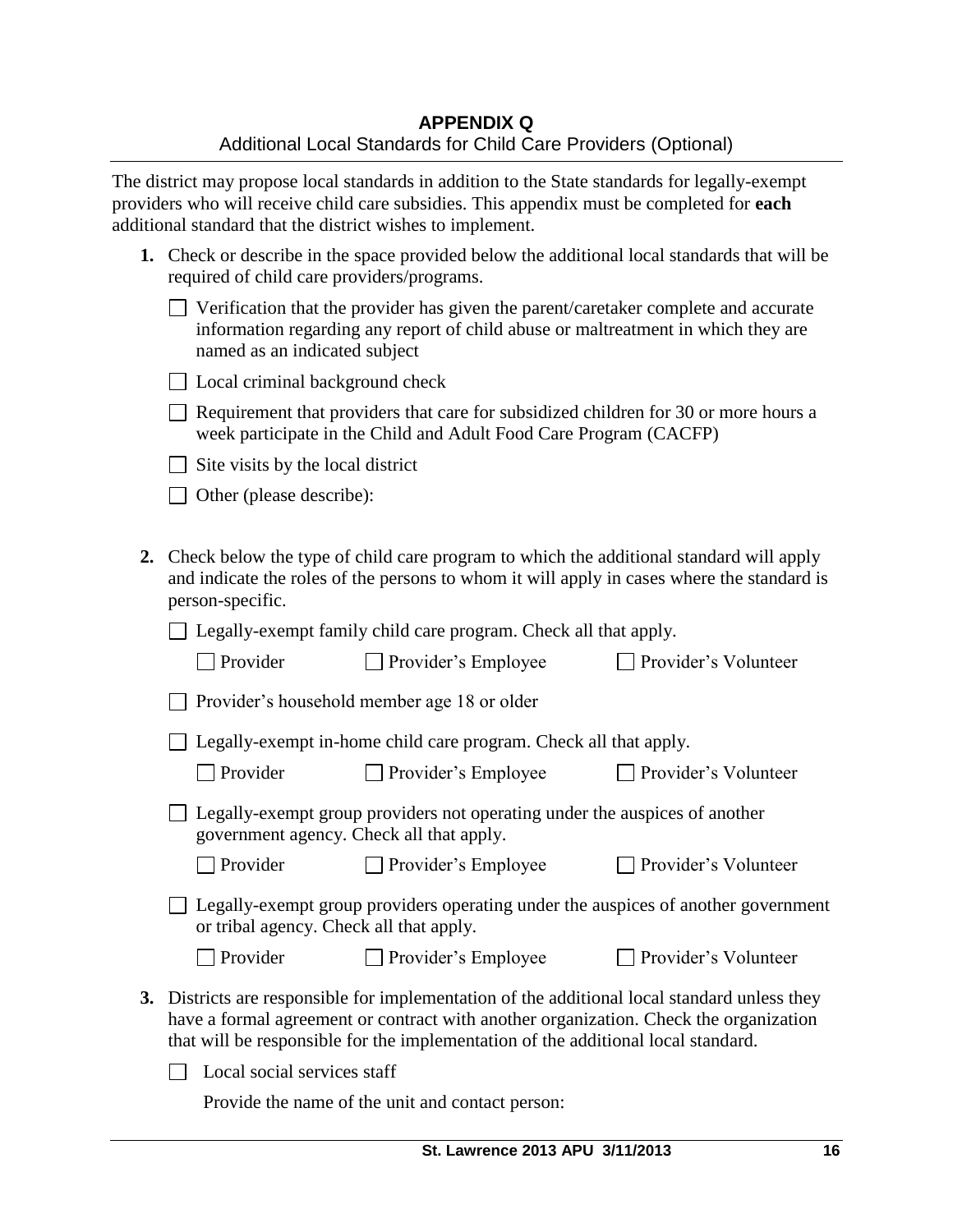# APPENDIX Q

Additional Local Standards for Child Care Providers (Optional)

The district may propose local standards in addition to the State standards for legally-exempt providers who will receive child care subsidies. This appendix must be completed for **each** additional standard that the district wishes to implement.

**1.** Check or describe in the space provided below the additional local standards that will be required of child care providers/programs.

- ☐ Verification that the provider has given the parent/caretaker complete and accurate information regarding any report of child abuse or maltreatment in which they are named as an indicated subject
- ☐ Local criminal background check
- ☐ Requirement that providers that care for subsidized children for 30 or more hours a week participate in the Child and Adult Food Care Program (CACFP)
- ☐ Site visits by the local district
- ☐ Other (please describe):

**2.** Check below the type of child care program to which the additional standard will apply and indicate the roles of the persons to whom it will apply in cases where the standard is person-specific.

☐ Legally-exempt family child care program. Check all that apply.

☐ Provider ☐ Provider's Employee ☐ Provider's Volunteer

☐ Provider's household member age 18 or older

☐ Legally-exempt in-home child care program. Check all that apply.

☐ Provider ☐ Provider's Employee ☐ Provider's Volunteer

☐ Legally-exempt group providers not operating under the auspices of another government agency. Check all that apply.

☐ Provider ☐ Provider's Employee ☐ Provider's Volunteer

☐ Legally-exempt group providers operating under the auspices of another government or tribal agency. Check all that apply.

☐ Provider ☐ Provider's Employee ☐ Provider's Volunteer

**3.** Districts are responsible for implementation of the additional local standard unless they have a formal agreement or contract with another organization. Check the organization that will be responsible for the implementation of the additional local standard.

☐ Local social services staff

Provide the name of the unit and contact person: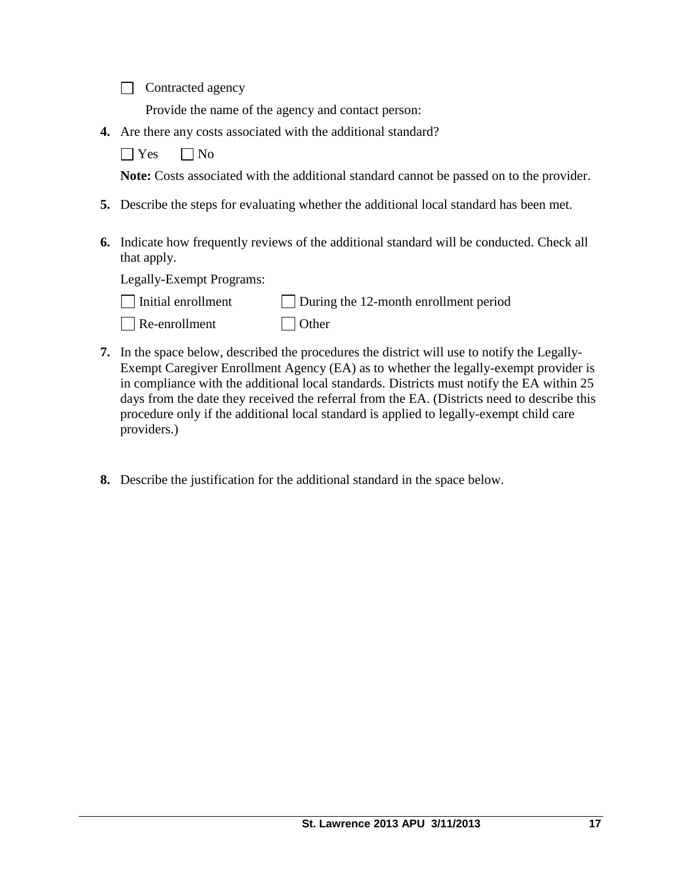☐ Contracted agency

Provide the name of the agency and contact person:

**4.** Are there any costs associated with the additional standard?

☐ Yes ☐ No

**Note:** Costs associated with the additional standard cannot be passed on to the provider.

**5.** Describe the steps for evaluating whether the additional local standard has been met.

**6.** Indicate how frequently reviews of the additional standard will be conducted. Check all that apply.

Legally-Exempt Programs:

☐ Initial enrollment ☐ During the 12-month enrollment period

☐ Re-enrollment ☐ Other

**7.** In the space below, described the procedures the district will use to notify the Legally-Exempt Caregiver Enrollment Agency (EA) as to whether the legally-exempt provider is in compliance with the additional local standards. Districts must notify the EA within 25 days from the date they received the referral from the EA. (Districts need to describe this procedure only if the additional local standard is applied to legally-exempt child care providers.)

**8.** Describe the justification for the additional standard in the space below.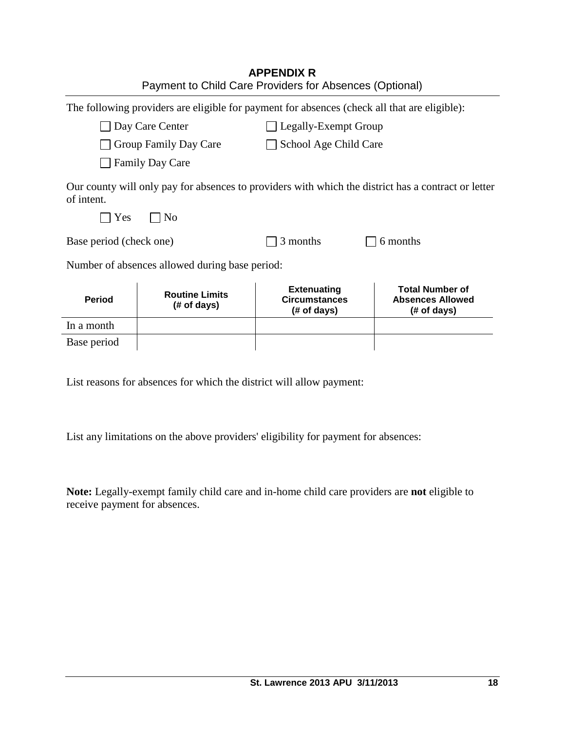# APPENDIX R

Payment to Child Care Providers for Absences (Optional)

The following providers are eligible for payment for absences (check all that are eligible):

- ☐ Day Care Center
- ☐ Legally-Exempt Group
- ☐ Group Family Day Care
- ☐ School Age Child Care
- ☐ Family Day Care

Our county will only pay for absences to providers with which the district has a contract or letter of intent.

☐ Yes ☐ No

Base period (check one) ☐ 3 months ☐ 6 months

Number of absences allowed during base period:

| Period | Routine Limits (# of days) | Extenuating Circumstances (# of days) | Total Number of Absences Allowed (# of days) |
|---|---|---|---|
| In a month | | | |
| Base period | | | |

List reasons for absences for which the district will allow payment:

List any limitations on the above providers' eligibility for payment for absences:

**Note:** Legally-exempt family child care and in-home child care providers are **not** eligible to receive payment for absences.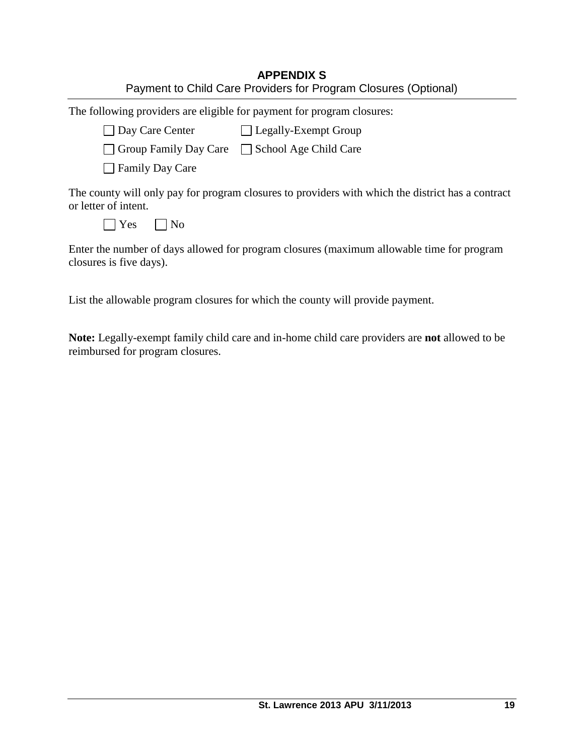# APPENDIX S

Payment to Child Care Providers for Program Closures (Optional)

The following providers are eligible for payment for program closures:

- ☐ Day Care Center
- ☐ Legally-Exempt Group
- ☐ Group Family Day Care
- ☐ School Age Child Care
- ☐ Family Day Care

The county will only pay for program closures to providers with which the district has a contract or letter of intent.

☐ Yes ☐ No

Enter the number of days allowed for program closures (maximum allowable time for program closures is five days).

List the allowable program closures for which the county will provide payment.

**Note:** Legally-exempt family child care and in-home child care providers are **not** allowed to be reimbursed for program closures.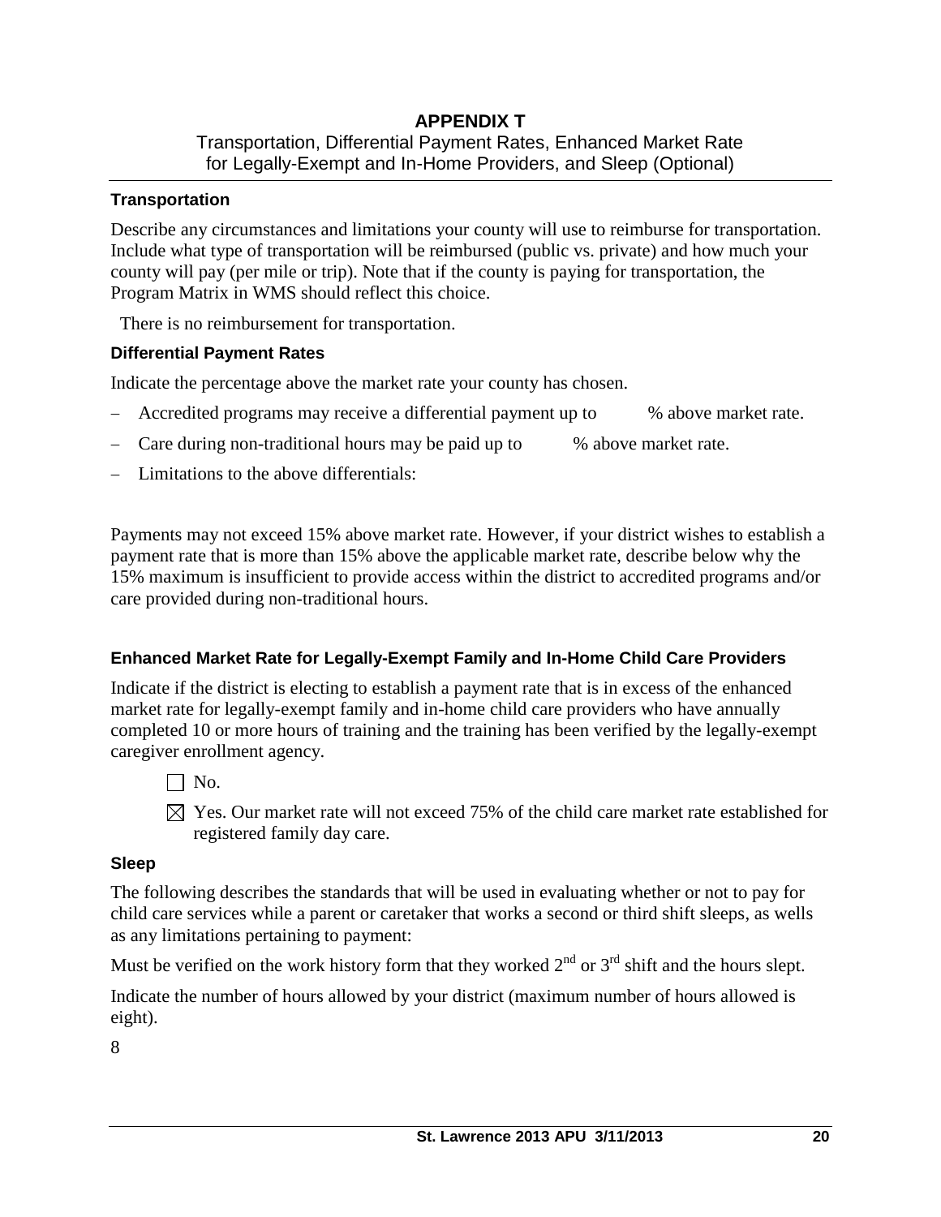# APPENDIX T

Transportation, Differential Payment Rates, Enhanced Market Rate for Legally-Exempt and In-Home Providers, and Sleep (Optional)

### Transportation

Describe any circumstances and limitations your county will use to reimburse for transportation. Include what type of transportation will be reimbursed (public vs. private) and how much your county will pay (per mile or trip). Note that if the county is paying for transportation, the Program Matrix in WMS should reflect this choice.

There is no reimbursement for transportation.

### Differential Payment Rates

Indicate the percentage above the market rate your county has chosen.

- Accredited programs may receive a differential payment up to % above market rate.
- Care during non-traditional hours may be paid up to % above market rate.
- Limitations to the above differentials:

Payments may not exceed 15% above market rate. However, if your district wishes to establish a payment rate that is more than 15% above the applicable market rate, describe below why the 15% maximum is insufficient to provide access within the district to accredited programs and/or care provided during non-traditional hours.

### Enhanced Market Rate for Legally-Exempt Family and In-Home Child Care Providers

Indicate if the district is electing to establish a payment rate that is in excess of the enhanced market rate for legally-exempt family and in-home child care providers who have annually completed 10 or more hours of training and the training has been verified by the legally-exempt caregiver enrollment agency.

☐ No.

☒ Yes. Our market rate will not exceed 75% of the child care market rate established for registered family day care.

### Sleep

The following describes the standards that will be used in evaluating whether or not to pay for child care services while a parent or caretaker that works a second or third shift sleeps, as wells as any limitations pertaining to payment:

Must be verified on the work history form that they worked 2nd or 3rd shift and the hours slept.

Indicate the number of hours allowed by your district (maximum number of hours allowed is eight).

8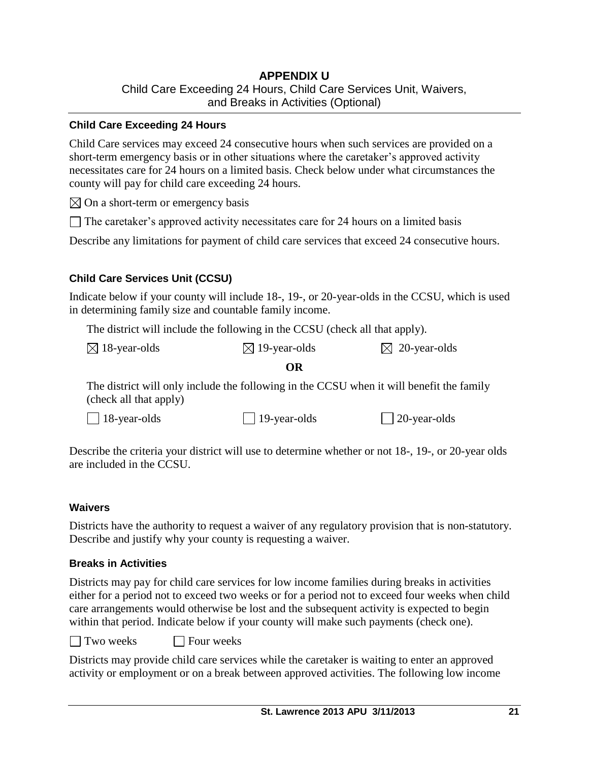# APPENDIX U

Child Care Exceeding 24 Hours, Child Care Services Unit, Waivers, and Breaks in Activities (Optional)

### Child Care Exceeding 24 Hours

Child Care services may exceed 24 consecutive hours when such services are provided on a short-term emergency basis or in other situations where the caretaker's approved activity necessitates care for 24 hours on a limited basis. Check below under what circumstances the county will pay for child care exceeding 24 hours.

☒ On a short-term or emergency basis

☐ The caretaker's approved activity necessitates care for 24 hours on a limited basis

Describe any limitations for payment of child care services that exceed 24 consecutive hours.

### Child Care Services Unit (CCSU)

Indicate below if your county will include 18-, 19-, or 20-year-olds in the CCSU, which is used in determining family size and countable family income.

The district will include the following in the CCSU (check all that apply).

☒ 18-year-olds ☒ 19-year-olds ☒ 20-year-olds

**OR**

The district will only include the following in the CCSU when it will benefit the family (check all that apply)

☐ 18-year-olds ☐ 19-year-olds ☐ 20-year-olds

Describe the criteria your district will use to determine whether or not 18-, 19-, or 20-year olds are included in the CCSU.

### Waivers

Districts have the authority to request a waiver of any regulatory provision that is non-statutory. Describe and justify why your county is requesting a waiver.

### Breaks in Activities

Districts may pay for child care services for low income families during breaks in activities either for a period not to exceed two weeks or for a period not to exceed four weeks when child care arrangements would otherwise be lost and the subsequent activity is expected to begin within that period. Indicate below if your county will make such payments (check one).

☐ Two weeks ☐ Four weeks

Districts may provide child care services while the caretaker is waiting to enter an approved activity or employment or on a break between approved activities. The following low income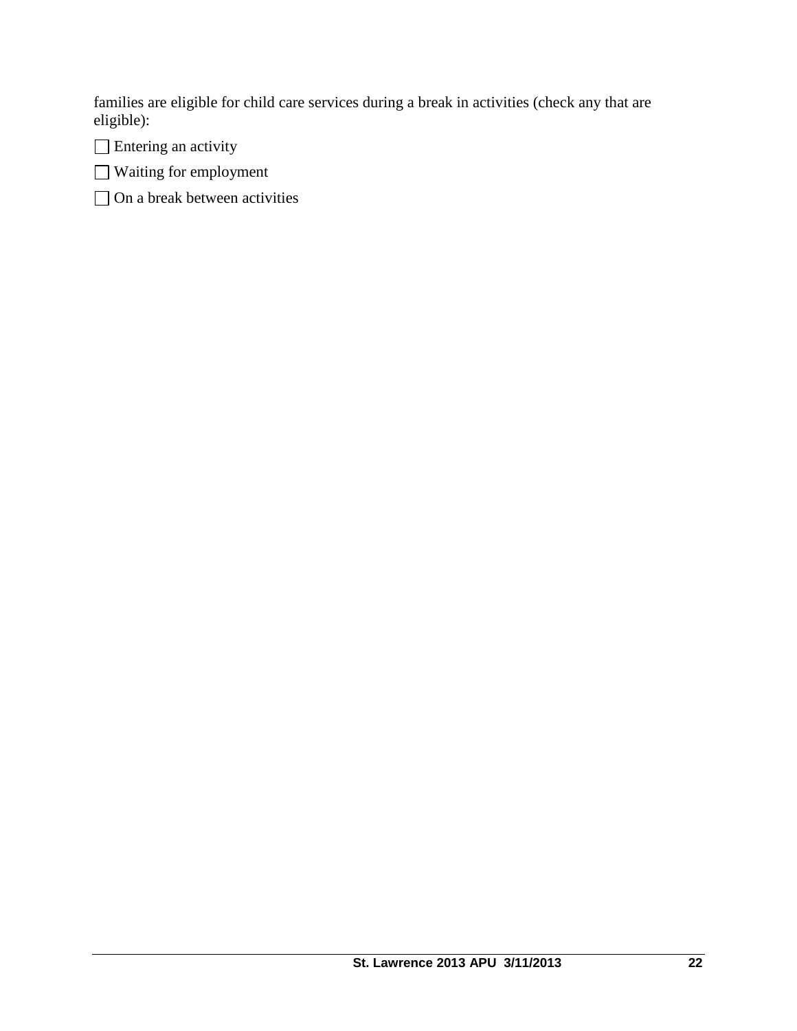families are eligible for child care services during a break in activities (check any that are eligible):

☐ Entering an activity

☐ Waiting for employment

☐ On a break between activities